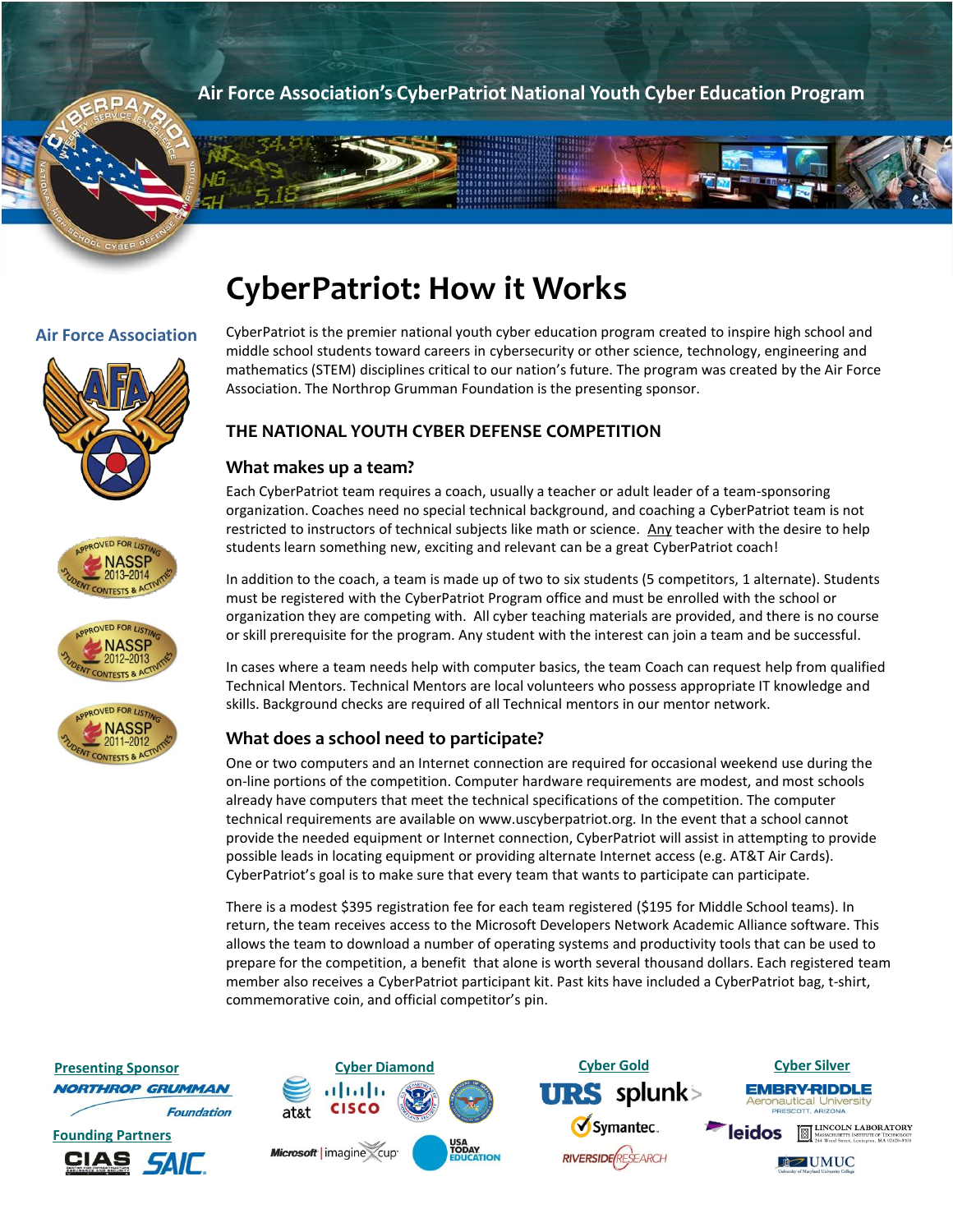Air Force Association's CyberPatriot National Youth Cyber Education Program

# CyberPatriot: How it Works

Air Force Association

CyberPatriot is the premier national youth cyber education program created to inspire high school and middle school students toward careers in cybersecurity or other science, technology, engineering and mathematics (STEM) disciplines critical to our nation's future. The program was created by the Air Force Association. The Northrop Grumman Foundation is the presenting sponsor.

## THE NATIONAL YOUTH CYBER DEFENSE COMPETITION

### What makes up a team?

Each CyberPatriot team requires a coach, usually a teacher or adult leader of a team-sponsoring organization. Coaches need no special technical background, and coaching a CyberPatriot team is not restricted to instructors of technical subjects like math or science. Any teacher with the desire to help students learn something new, exciting and relevant can be a great CyberPatriot coach!

In addition to the coach, a team is made up of two to six students (5 competitors, 1 alternate). Students must be registered with the CyberPatriot Program office and must be enrolled with the school or organization they are competing with. All cyber teaching materials are provided, and there is no course or skill prerequisite for the program. Any student with the interest can join a team and be successful.

In cases where a team needs help with computer basics, the team Coach can request help from qualified Technical Mentors. Technical Mentors are local volunteers who possess appropriate IT knowledge and skills. Background checks are required of all Technical mentors in our mentor network.

### What does a school need to participate?

One or two computers and an Internet connection are required for occasional weekend use during the on-line portions of the competition. Computer hardware requirements are modest, and most schools already have computers that meet the technical specifications of the competition. The computer technical requirements are available on www.uscyberpatriot.org. In the event that a school cannot provide the needed equipment or Internet connection, CyberPatriot will assist in attempting to provide possible leads in locating equipment or providing alternate Internet access (e.g. AT&T Air Cards). CyberPatriot's goal is to make sure that every team that wants to participate can participate.

There is a modest $395 registration fee for each team registered ($195 for Middle School teams). In return, the team receives access to the Microsoft Developers Network Academic Alliance software. This allows the team to download a number of operating systems and productivity tools that can be used to prepare for the competition, a benefit that alone is worth several thousand dollars. Each registered team member also receives a CyberPatriot participant kit. Past kits have included a CyberPatriot bag, t-shirt, commemorative coin, and official competitor's pin.

Presenting Sponsor: Northrop Grumman Foundation

Founding Partners: CIAS, SAIC

Cyber Diamond: AT&T, Cisco, Department of Homeland Security, Department of Defense, Microsoft imagine cup, USA Today Education

Cyber Gold: URS, Splunk, Symantec, Riverside Research

Cyber Silver: Embry-Riddle Aeronautical University, Leidos, Lincoln Laboratory, UMUC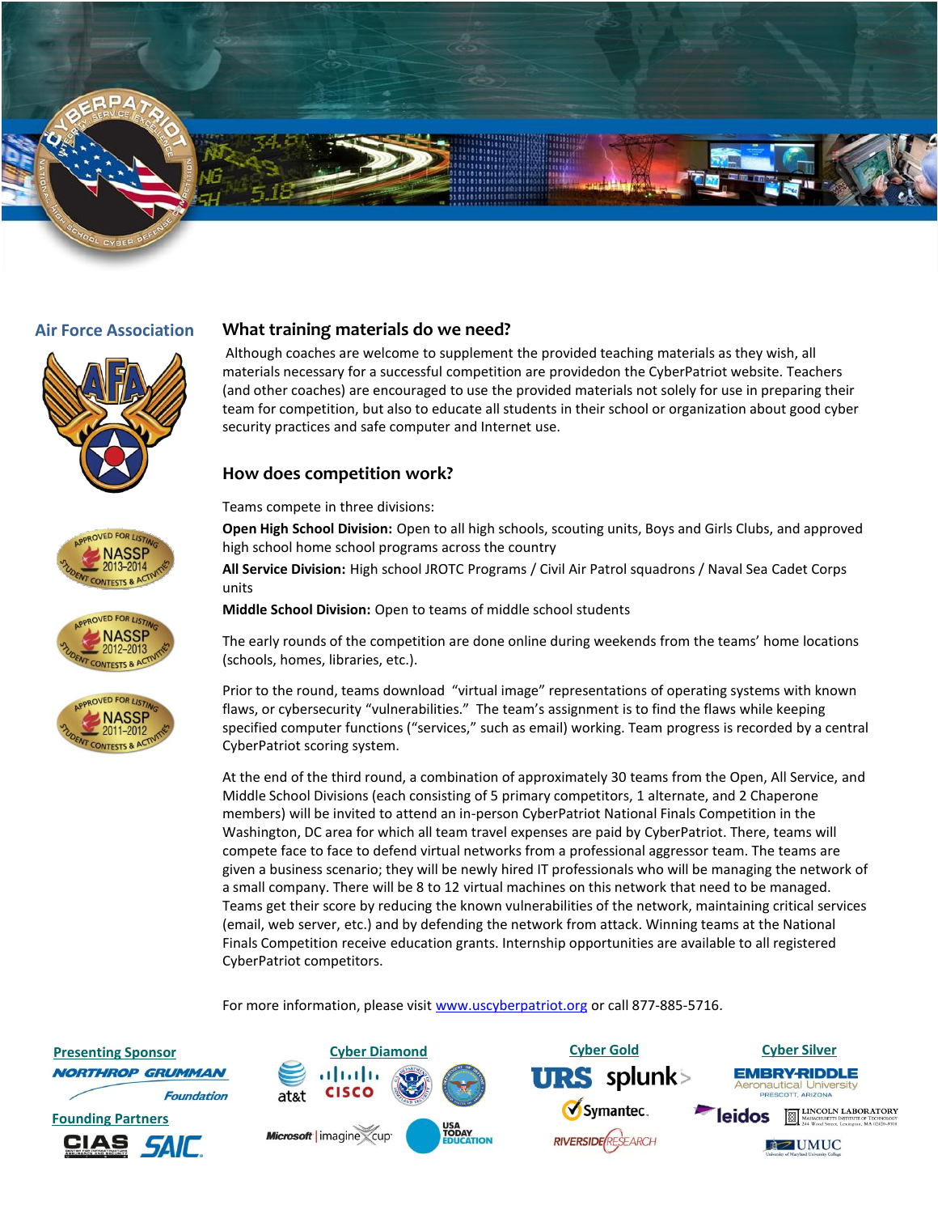**Air Force Association**

## What training materials do we need?

Although coaches are welcome to supplement the provided teaching materials as they wish, all materials necessary for a successful competition are providedon the CyberPatriot website. Teachers (and other coaches) are encouraged to use the provided materials not solely for use in preparing their team for competition, but also to educate all students in their school or organization about good cyber security practices and safe computer and Internet use.

## How does competition work?

Teams compete in three divisions:

**Open High School Division:** Open to all high schools, scouting units, Boys and Girls Clubs, and approved high school home school programs across the country

**All Service Division:** High school JROTC Programs / Civil Air Patrol squadrons / Naval Sea Cadet Corps units

**Middle School Division:** Open to teams of middle school students

The early rounds of the competition are done online during weekends from the teams' home locations (schools, homes, libraries, etc.).

Prior to the round, teams download "virtual image" representations of operating systems with known flaws, or cybersecurity "vulnerabilities." The team's assignment is to find the flaws while keeping specified computer functions ("services," such as email) working. Team progress is recorded by a central CyberPatriot scoring system.

At the end of the third round, a combination of approximately 30 teams from the Open, All Service, and Middle School Divisions (each consisting of 5 primary competitors, 1 alternate, and 2 Chaperone members) will be invited to attend an in-person CyberPatriot National Finals Competition in the Washington, DC area for which all team travel expenses are paid by CyberPatriot. There, teams will compete face to face to defend virtual networks from a professional aggressor team. The teams are given a business scenario; they will be newly hired IT professionals who will be managing the network of a small company. There will be 8 to 12 virtual machines on this network that need to be managed. Teams get their score by reducing the known vulnerabilities of the network, maintaining critical services (email, web server, etc.) and by defending the network from attack. Winning teams at the National Finals Competition receive education grants. Internship opportunities are available to all registered CyberPatriot competitors.

For more information, please visit www.uscyberpatriot.org or call 877-885-5716.

**Presenting Sponsor**

Northrop Grumman Foundation

**Founding Partners**

CIAS, SAIC

**Cyber Diamond**

at&t, Cisco, Microsoft | imagine cup, USA Today Education

**Cyber Gold**

URS, splunk, Symantec, Riverside Research

**Cyber Silver**

Embry-Riddle Aeronautical University, Prescott, Arizona; leidos; Lincoln Laboratory Massachusetts Institute of Technology; UMUC University of Maryland University College